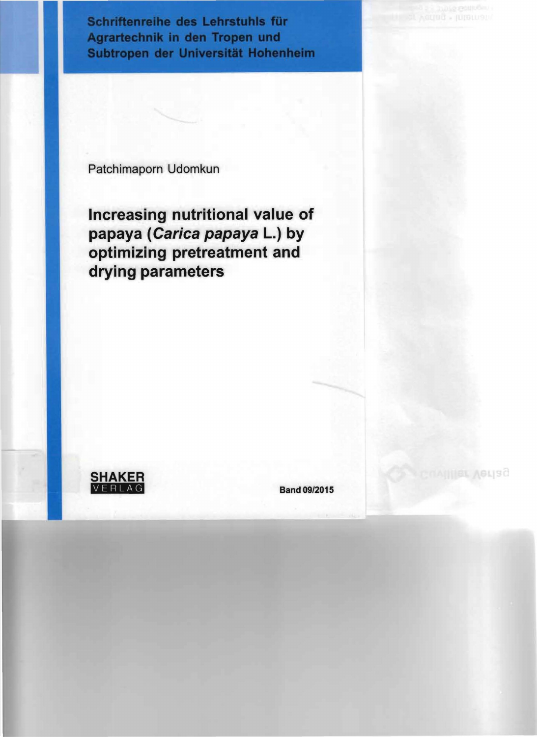Schriftenreihe des Lehrstuhls für Agrartechnik in den Tropen und Subtropen der Universität Hohenheim

Patchimaporn Udomkun

# Increasing nutritional value of papaya (*Carica papaya* L.) by optimizing pretreatment and drying parameters

SHAKER VERLAG

Band 09/2015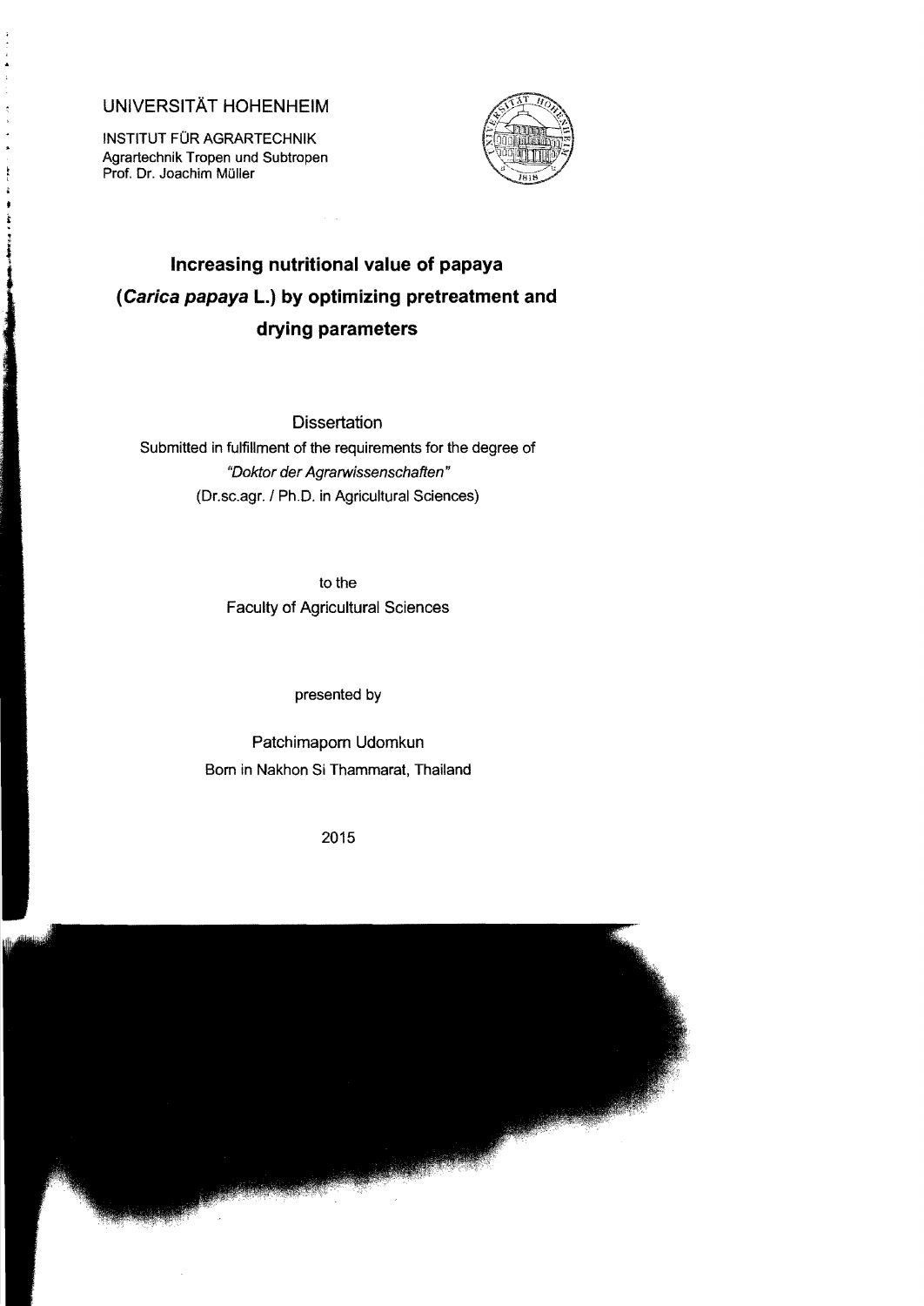UNIVERSITÄT HOHENHEIM

INSTITUT FÜR AGRARTECHNIK
Agrartechnik Tropen und Subtropen
Prof. Dr. Joachim Müller

# Increasing nutritional value of papaya (*Carica papaya* L.) by optimizing pretreatment and drying parameters

Dissertation

Submitted in fulfillment of the requirements for the degree of
*"Doktor der Agrarwissenschaften"*
(Dr.sc.agr. / Ph.D. in Agricultural Sciences)

to the
Faculty of Agricultural Sciences

presented by

Patchimaporn Udomkun
Born in Nakhon Si Thammarat, Thailand

2015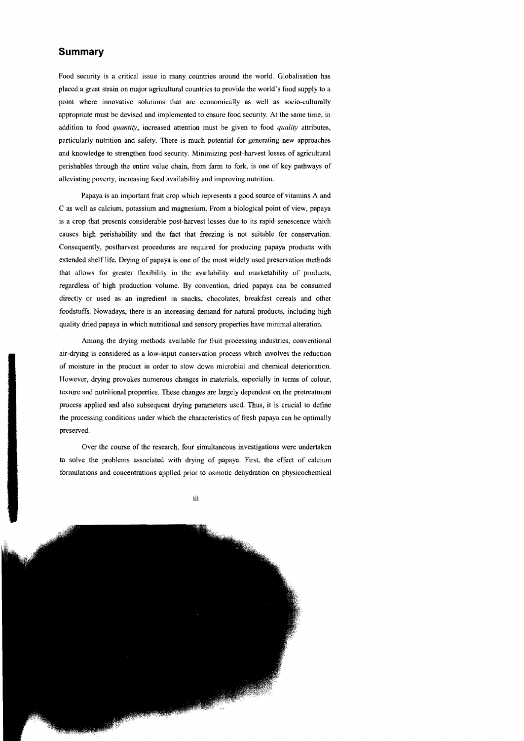## Summary

Food security is a critical issue in many countries around the world. Globalisation has placed a great strain on major agricultural countries to provide the world's food supply to a point where innovative solutions that are economically as well as socio-culturally appropriate must be devised and implemented to ensure food security. At the same time, in addition to food *quantity*, increased attention must be given to food *quality* attributes, particularly nutrition and safety. There is much potential for generating new approaches and knowledge to strengthen food security. Minimizing post-harvest losses of agricultural perishables through the entire value chain, from farm to fork, is one of key pathways of alleviating poverty, increasing food availability and improving nutrition.

Papaya is an important fruit crop which represents a good source of vitamins A and C as well as calcium, potassium and magnesium. From a biological point of view, papaya is a crop that presents considerable post-harvest losses due to its rapid senescence which causes high perishability and the fact that freezing is not suitable for conservation. Consequently, postharvest procedures are required for producing papaya products with extended shelf life. Drying of papaya is one of the most widely used preservation methods that allows for greater flexibility in the availability and marketability of products, regardless of high production volume. By convention, dried papaya can be consumed directly or used as an ingredient in snacks, chocolates, breakfast cereals and other foodstuffs. Nowadays, there is an increasing demand for natural products, including high quality dried papaya in which nutritional and sensory properties have minimal alteration.

Among the drying methods available for fruit processing industries, conventional air-drying is considered as a low-input conservation process which involves the reduction of moisture in the product in order to slow down microbial and chemical deterioration. However, drying provokes numerous changes in materials, especially in terms of colour, texture and nutritional properties. These changes are largely dependent on the pretreatment process applied and also subsequent drying parameters used. Thus, it is crucial to define the processing conditions under which the characteristics of fresh papaya can be optimally preserved.

Over the course of the research, four simultaneous investigations were undertaken to solve the problems associated with drying of papaya. First, the effect of calcium formulations and concentrations applied prior to osmotic dehydration on physicochemical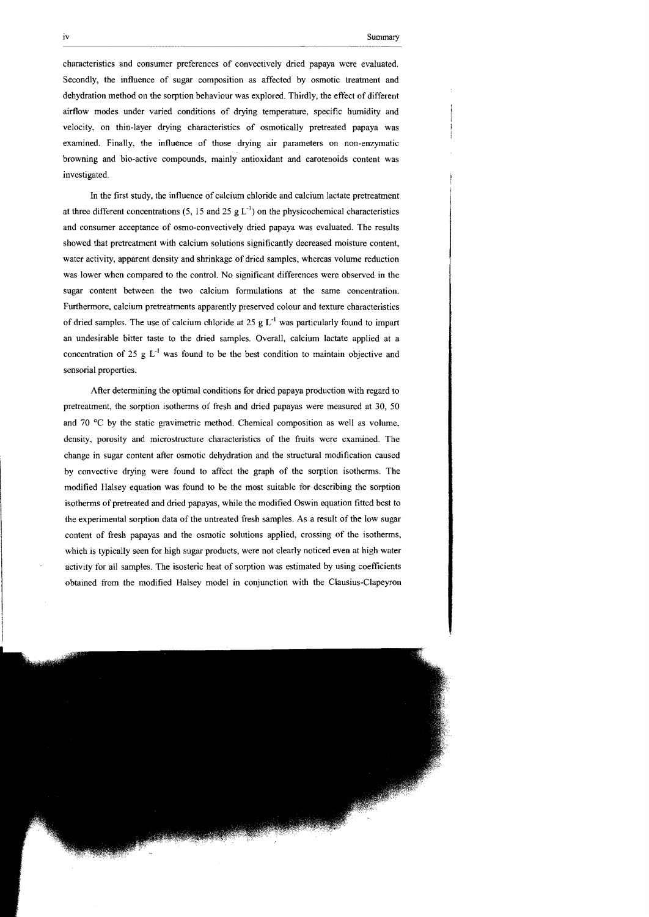characteristics and consumer preferences of convectively dried papaya were evaluated. Secondly, the influence of sugar composition as affected by osmotic treatment and dehydration method on the sorption behaviour was explored. Thirdly, the effect of different airflow modes under varied conditions of drying temperature, specific humidity and velocity, on thin-layer drying characteristics of osmotically pretreated papaya was examined. Finally, the influence of those drying air parameters on non-enzymatic browning and bio-active compounds, mainly antioxidant and carotenoids content was investigated.

In the first study, the influence of calcium chloride and calcium lactate pretreatment at three different concentrations (5, 15 and 25 g $L^{-1}$) on the physicochemical characteristics and consumer acceptance of osmo-convectively dried papaya was evaluated. The results showed that pretreatment with calcium solutions significantly decreased moisture content, water activity, apparent density and shrinkage of dried samples, whereas volume reduction was lower when compared to the control. No significant differences were observed in the sugar content between the two calcium formulations at the same concentration. Furthermore, calcium pretreatments apparently preserved colour and texture characteristics of dried samples. The use of calcium chloride at 25 g $L^{-1}$ was particularly found to impart an undesirable bitter taste to the dried samples. Overall, calcium lactate applied at a concentration of 25 g $L^{-1}$ was found to be the best condition to maintain objective and sensorial properties.

After determining the optimal conditions for dried papaya production with regard to pretreatment, the sorption isotherms of fresh and dried papayas were measured at 30, 50 and 70 °C by the static gravimetric method. Chemical composition as well as volume, density, porosity and microstructure characteristics of the fruits were examined. The change in sugar content after osmotic dehydration and the structural modification caused by convective drying were found to affect the graph of the sorption isotherms. The modified Halsey equation was found to be the most suitable for describing the sorption isotherms of pretreated and dried papayas, while the modified Oswin equation fitted best to the experimental sorption data of the untreated fresh samples. As a result of the low sugar content of fresh papayas and the osmotic solutions applied, crossing of the isotherms, which is typically seen for high sugar products, were not clearly noticed even at high water activity for all samples. The isosteric heat of sorption was estimated by using coefficients obtained from the modified Halsey model in conjunction with the Clausius-Clapeyron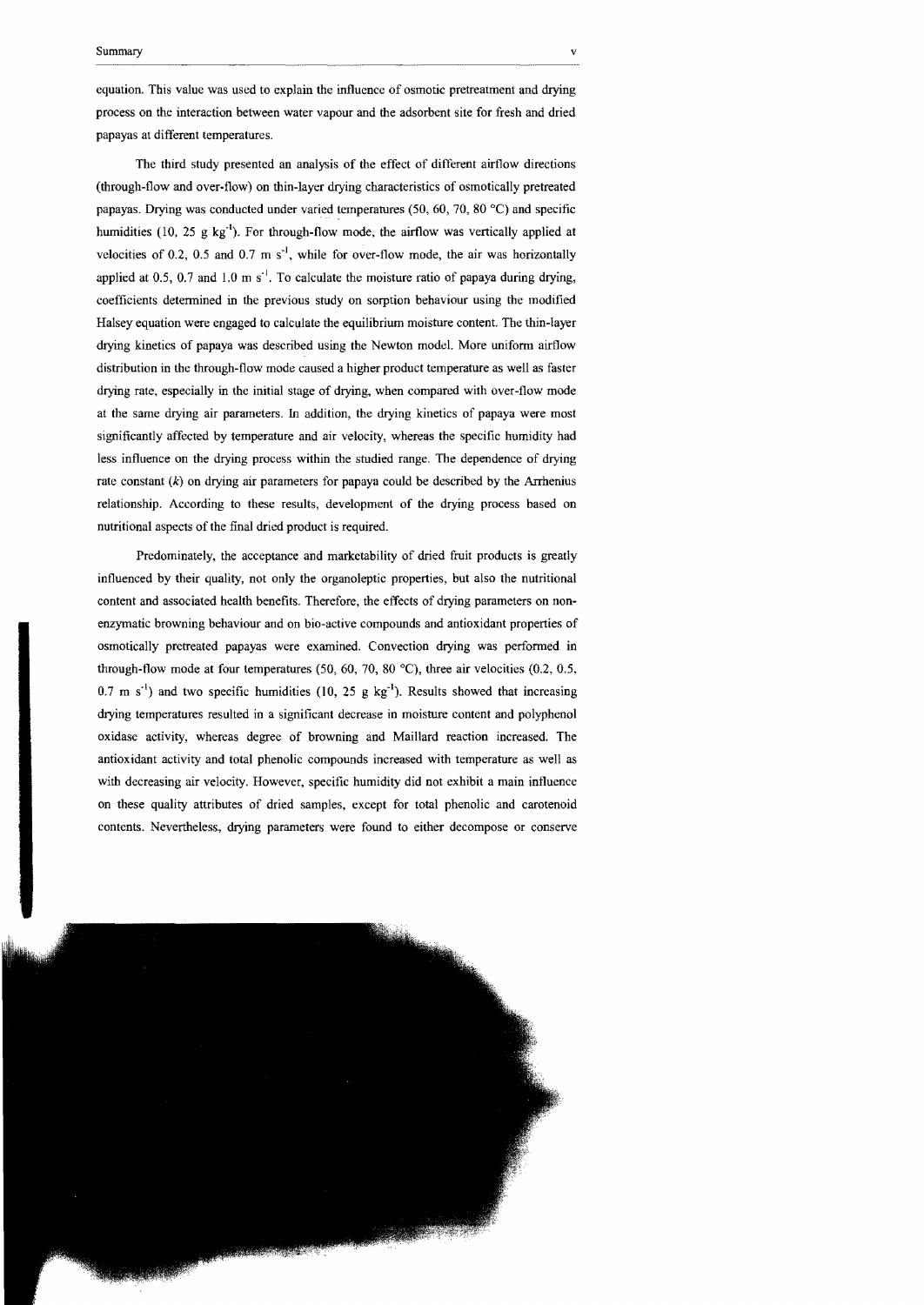equation. This value was used to explain the influence of osmotic pretreatment and drying process on the interaction between water vapour and the adsorbent site for fresh and dried papayas at different temperatures.

The third study presented an analysis of the effect of different airflow directions (through-flow and over-flow) on thin-layer drying characteristics of osmotically pretreated papayas. Drying was conducted under varied temperatures (50, 60, 70, 80 °C) and specific humidities (10, 25 g kg$^{-1}$). For through-flow mode, the airflow was vertically applied at velocities of 0.2, 0.5 and 0.7 m s$^{-1}$, while for over-flow mode, the air was horizontally applied at 0.5, 0.7 and 1.0 m s$^{-1}$. To calculate the moisture ratio of papaya during drying, coefficients determined in the previous study on sorption behaviour using the modified Halsey equation were engaged to calculate the equilibrium moisture content. The thin-layer drying kinetics of papaya was described using the Newton model. More uniform airflow distribution in the through-flow mode caused a higher product temperature as well as faster drying rate, especially in the initial stage of drying, when compared with over-flow mode at the same drying air parameters. In addition, the drying kinetics of papaya were most significantly affected by temperature and air velocity, whereas the specific humidity had less influence on the drying process within the studied range. The dependence of drying rate constant ($k$) on drying air parameters for papaya could be described by the Arrhenius relationship. According to these results, development of the drying process based on nutritional aspects of the final dried product is required.

Predominately, the acceptance and marketability of dried fruit products is greatly influenced by their quality, not only the organoleptic properties, but also the nutritional content and associated health benefits. Therefore, the effects of drying parameters on non-enzymatic browning behaviour and on bio-active compounds and antioxidant properties of osmotically pretreated papayas were examined. Convection drying was performed in through-flow mode at four temperatures (50, 60, 70, 80 °C), three air velocities (0.2, 0.5, 0.7 m s$^{-1}$) and two specific humidities (10, 25 g kg$^{-1}$). Results showed that increasing drying temperatures resulted in a significant decrease in moisture content and polyphenol oxidase activity, whereas degree of browning and Maillard reaction increased. The antioxidant activity and total phenolic compounds increased with temperature as well as with decreasing air velocity. However, specific humidity did not exhibit a main influence on these quality attributes of dried samples, except for total phenolic and carotenoid contents. Nevertheless, drying parameters were found to either decompose or conserve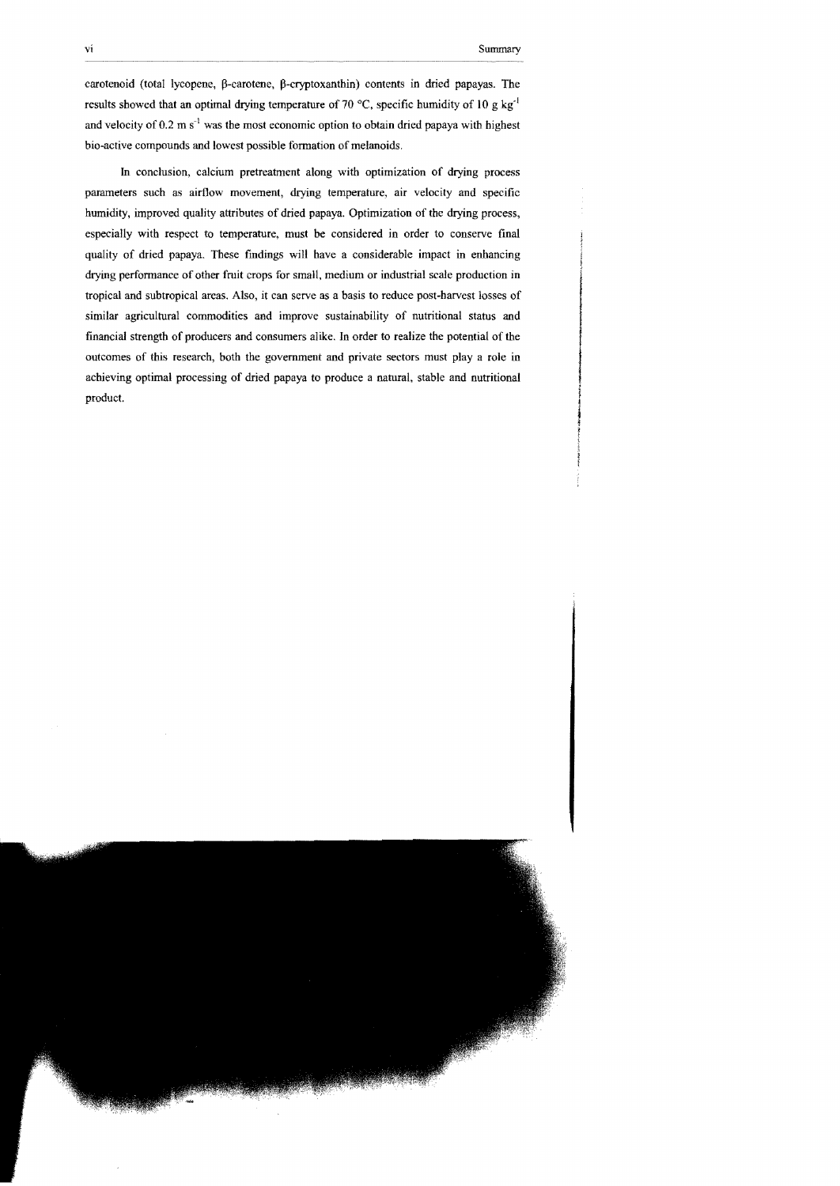carotenoid (total lycopene, β-carotene, β-cryptoxanthin) contents in dried papayas. The results showed that an optimal drying temperature of 70 °C, specific humidity of 10 g $kg^{-1}$ and velocity of 0.2 m $s^{-1}$ was the most economic option to obtain dried papaya with highest bio-active compounds and lowest possible formation of melanoids.

In conclusion, calcium pretreatment along with optimization of drying process parameters such as airflow movement, drying temperature, air velocity and specific humidity, improved quality attributes of dried papaya. Optimization of the drying process, especially with respect to temperature, must be considered in order to conserve final quality of dried papaya. These findings will have a considerable impact in enhancing drying performance of other fruit crops for small, medium or industrial scale production in tropical and subtropical areas. Also, it can serve as a basis to reduce post-harvest losses of similar agricultural commodities and improve sustainability of nutritional status and financial strength of producers and consumers alike. In order to realize the potential of the outcomes of this research, both the government and private sectors must play a role in achieving optimal processing of dried papaya to produce a natural, stable and nutritional product.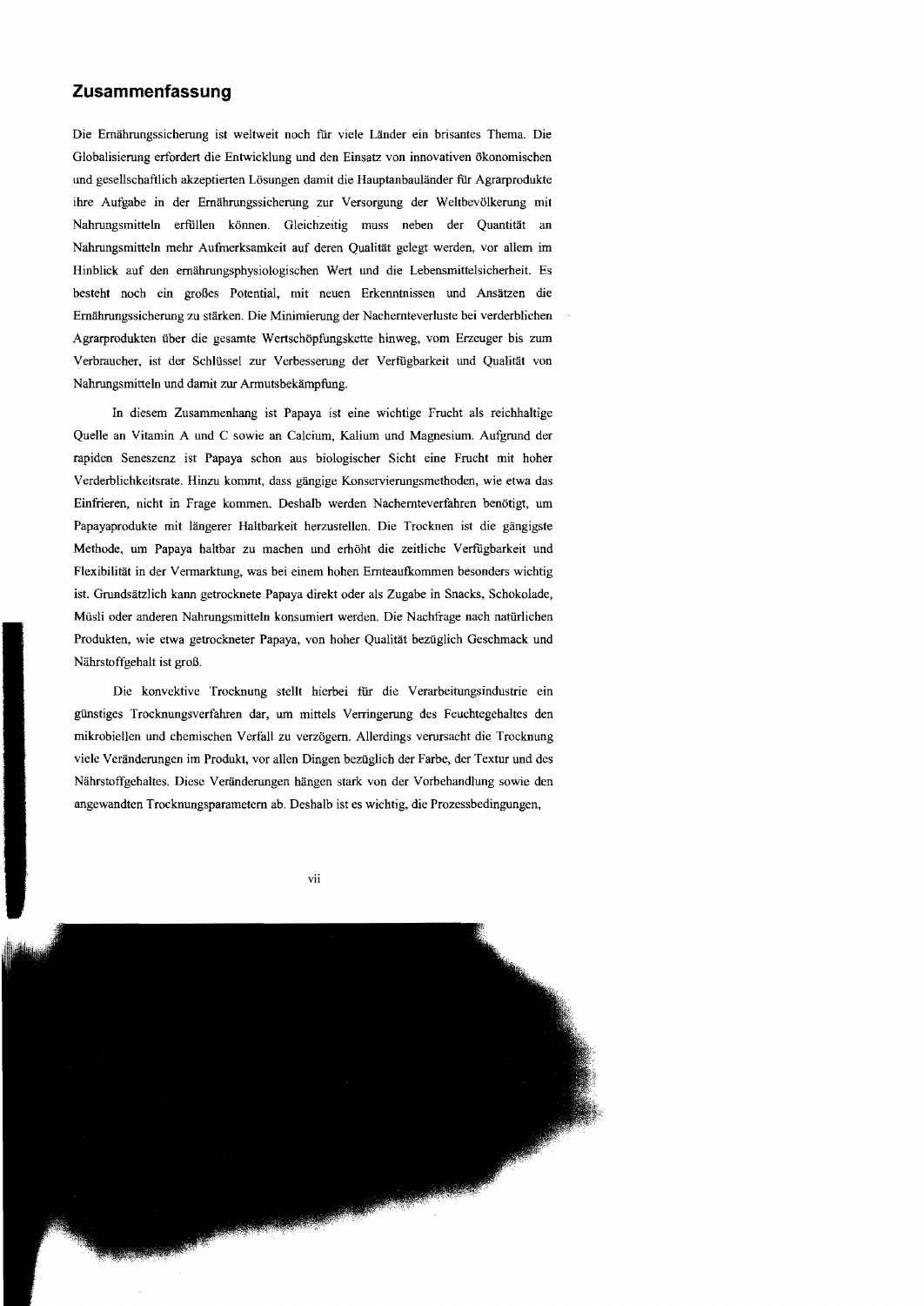## Zusammenfassung

Die Ernährungssicherung ist weltweit noch für viele Länder ein brisantes Thema. Die Globalisierung erfordert die Entwicklung und den Einsatz von innovativen ökonomischen und gesellschaftlich akzeptierten Lösungen damit die Hauptanbauländer für Agrarprodukte ihre Aufgabe in der Ernährungssicherung zur Versorgung der Weltbevölkerung mit Nahrungsmitteln erfüllen können. Gleichzeitig muss neben der Quantität an Nahrungsmitteln mehr Aufmerksamkeit auf deren Qualität gelegt werden, vor allem im Hinblick auf den ernährungsphysiologischen Wert und die Lebensmittelsicherheit. Es besteht noch ein großes Potential, mit neuen Erkenntnissen und Ansätzen die Ernährungssicherung zu stärken. Die Minimierung der Nachernteverluste bei verderblichen Agrarprodukten über die gesamte Wertschöpfungskette hinweg, vom Erzeuger bis zum Verbraucher, ist der Schlüssel zur Verbesserung der Verfügbarkeit und Qualität von Nahrungsmitteln und damit zur Armutsbekämpfung.

In diesem Zusammenhang ist Papaya ist eine wichtige Frucht als reichhaltige Quelle an Vitamin A und C sowie an Calcium, Kalium und Magnesium. Aufgrund der rapiden Seneszenz ist Papaya schon aus biologischer Sicht eine Frucht mit hoher Verderblichkeitsrate. Hinzu kommt, dass gängige Konservierungsmethoden, wie etwa das Einfrieren, nicht in Frage kommen. Deshalb werden Nachernteverfahren benötigt, um Papayaprodukte mit längerer Haltbarkeit herzustellen. Die Trocknen ist die gängigste Methode, um Papaya haltbar zu machen und erhöht die zeitliche Verfügbarkeit und Flexibilität in der Vermarktung, was bei einem hohen Ernteaufkommen besonders wichtig ist. Grundsätzlich kann getrocknete Papaya direkt oder als Zugabe in Snacks, Schokolade, Müsli oder anderen Nahrungsmitteln konsumiert werden. Die Nachfrage nach natürlichen Produkten, wie etwa getrockneter Papaya, von hoher Qualität bezüglich Geschmack und Nährstoffgehalt ist groß.

Die konvektive Trocknung stellt hierbei für die Verarbeitungsindustrie ein günstiges Trocknungsverfahren dar, um mittels Verringerung des Feuchtegehaltes den mikrobiellen und chemischen Verfall zu verzögern. Allerdings verursacht die Trocknung viele Veränderungen im Produkt, vor allen Dingen bezüglich der Farbe, der Textur und des Nährstoffgehaltes. Diese Veränderungen hängen stark von der Vorbehandlung sowie den angewandten Trocknungsparametern ab. Deshalb ist es wichtig, die Prozessbedingungen,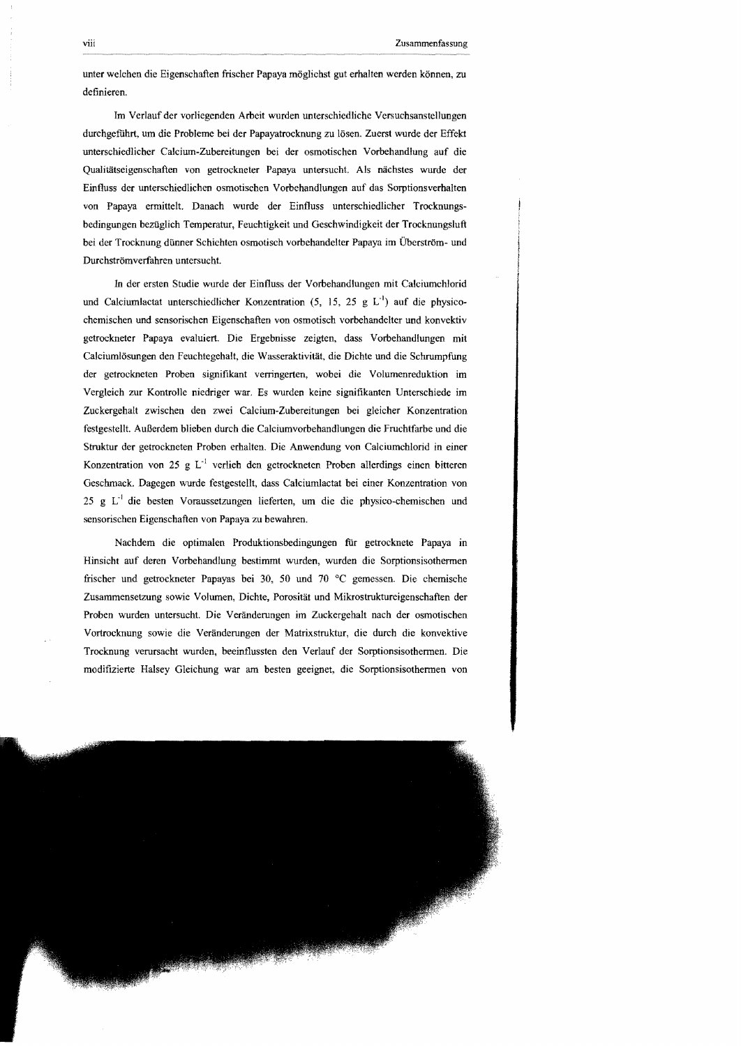unter welchen die Eigenschaften frischer Papaya möglichst gut erhalten werden können, zu definieren.

Im Verlauf der vorliegenden Arbeit wurden unterschiedliche Versuchsanstellungen durchgeführt, um die Probleme bei der Papayatrocknung zu lösen. Zuerst wurde der Effekt unterschiedlicher Calcium-Zubereitungen bei der osmotischen Vorbehandlung auf die Qualitätseigenschaften von getrockneter Papaya untersucht. Als nächstes wurde der Einfluss der unterschiedlichen osmotischen Vorbehandlungen auf das Sorptionsverhalten von Papaya ermittelt. Danach wurde der Einfluss unterschiedlicher Trocknungsbedingungen bezüglich Temperatur, Feuchtigkeit und Geschwindigkeit der Trocknungsluft bei der Trocknung dünner Schichten osmotisch vorbehandelter Papaya im Überström- und Durchströmverfahren untersucht.

In der ersten Studie wurde der Einfluss der Vorbehandlungen mit Calciumchlorid und Calciumlactat unterschiedlicher Konzentration (5, 15, 25 g $L^{-1}$) auf die physico-chemischen und sensorischen Eigenschaften von osmotisch vorbehandelter und konvektiv getrockneter Papaya evaluiert. Die Ergebnisse zeigten, dass Vorbehandlungen mit Calciumlösungen den Feuchtegehalt, die Wasseraktivität, die Dichte und die Schrumpfung der getrockneten Proben signifikant verringerten, wobei die Volumenreduktion im Vergleich zur Kontrolle niedriger war. Es wurden keine signifikanten Unterschiede im Zuckergehalt zwischen den zwei Calcium-Zubereitungen bei gleicher Konzentration festgestellt. Außerdem blieben durch die Calciumvorbehandlungen die Fruchtfarbe und die Struktur der getrockneten Proben erhalten. Die Anwendung von Calciumchlorid in einer Konzentration von 25 g $L^{-1}$ verlieh den getrockneten Proben allerdings einen bitteren Geschmack. Dagegen wurde festgestellt, dass Calciumlactat bei einer Konzentration von 25 g $L^{-1}$ die besten Voraussetzungen lieferten, um die die physico-chemischen und sensorischen Eigenschaften von Papaya zu bewahren.

Nachdem die optimalen Produktionsbedingungen für getrocknete Papaya in Hinsicht auf deren Vorbehandlung bestimmt wurden, wurden die Sorptionsisothermen frischer und getrockneter Papayas bei 30, 50 und 70 °C gemessen. Die chemische Zusammensetzung sowie Volumen, Dichte, Porosität und Mikrostruktureigenschaften der Proben wurden untersucht. Die Veränderungen im Zuckergehalt nach der osmotischen Vortrocknung sowie die Veränderungen der Matrixstruktur, die durch die konvektive Trocknung verursacht wurden, beeinflussten den Verlauf der Sorptionsisothermen. Die modifizierte Halsey Gleichung war am besten geeignet, die Sorptionsisothermen von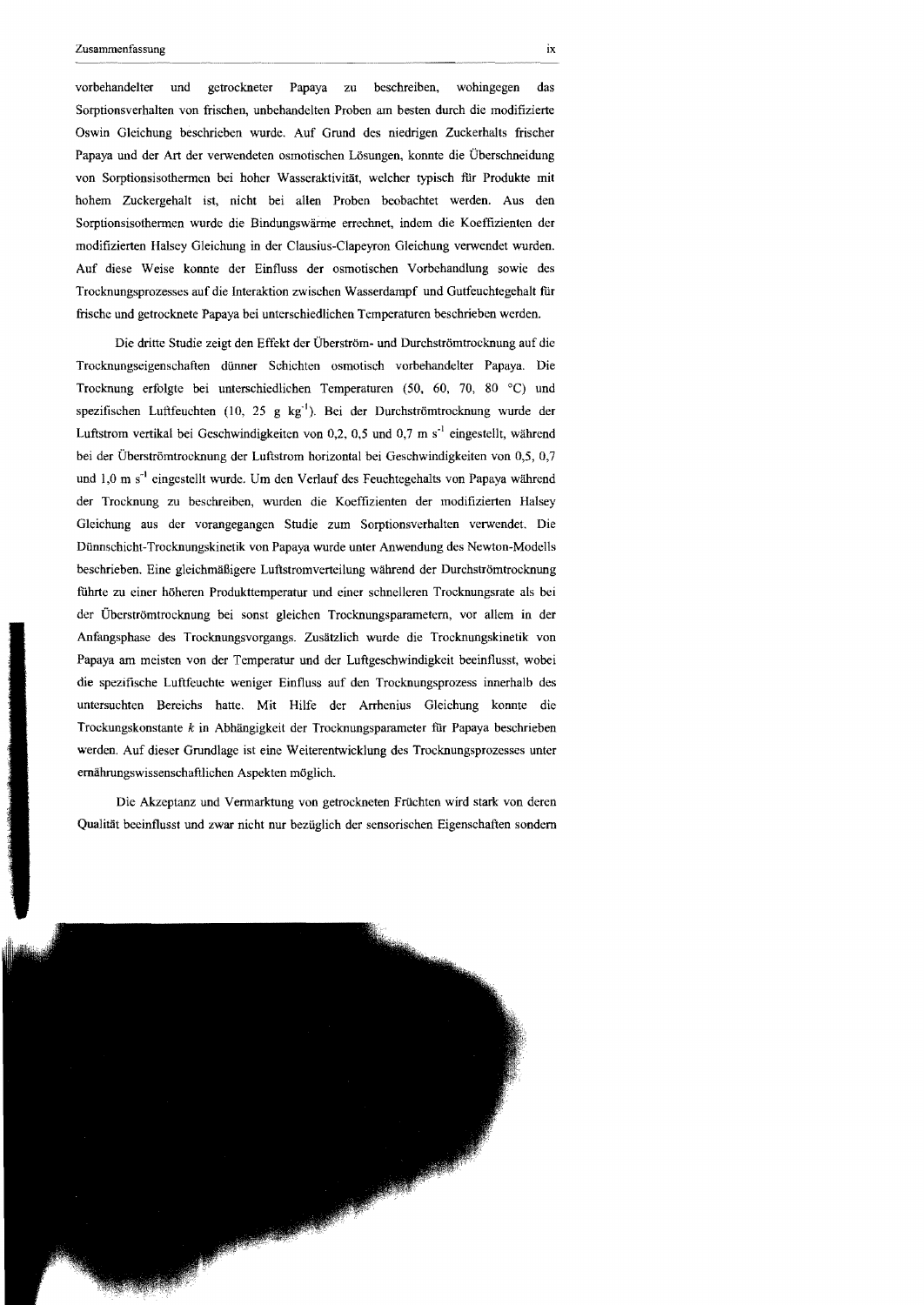vorbehandelter und getrockneter Papaya zu beschreiben, wohingegen das Sorptionsverhalten von frischen, unbehandelten Proben am besten durch die modifizierte Oswin Gleichung beschrieben wurde. Auf Grund des niedrigen Zuckerhalts frischer Papaya und der Art der verwendeten osmotischen Lösungen, konnte die Überschneidung von Sorptionsisothermen bei hoher Wasseraktivität, welcher typisch für Produkte mit hohem Zuckergehalt ist, nicht bei allen Proben beobachtet werden. Aus den Sorptionsisothermen wurde die Bindungswärme errechnet, indem die Koeffizienten der modifizierten Halsey Gleichung in der Clausius-Clapeyron Gleichung verwendet wurden. Auf diese Weise konnte der Einfluss der osmotischen Vorbehandlung sowie des Trocknungsprozesses auf die Interaktion zwischen Wasserdampf und Gutfeuchtegehalt für frische und getrocknete Papaya bei unterschiedlichen Temperaturen beschrieben werden.

Die dritte Studie zeigt den Effekt der Überström- und Durchströmtrocknung auf die Trocknungseigenschaften dünner Schichten osmotisch vorbehandelter Papaya. Die Trocknung erfolgte bei unterschiedlichen Temperaturen (50, 60, 70, 80 °C) und spezifischen Luftfeuchten (10, 25 g $kg^{-1}$). Bei der Durchströmtrocknung wurde der Luftstrom vertikal bei Geschwindigkeiten von 0,2, 0,5 und 0,7 m $s^{-1}$ eingestellt, während bei der Überströmtrocknung der Luftstrom horizontal bei Geschwindigkeiten von 0,5, 0,7 und 1,0 m $s^{-1}$ eingestellt wurde. Um den Verlauf des Feuchtegehalts von Papaya während der Trocknung zu beschreiben, wurden die Koeffizienten der modifizierten Halsey Gleichung aus der vorangegangen Studie zum Sorptionsverhalten verwendet. Die Dünnschicht-Trocknungskinetik von Papaya wurde unter Anwendung des Newton-Modells beschrieben. Eine gleichmäßigere Luftstromverteilung während der Durchströmtrocknung führte zu einer höheren Produkttemperatur und einer schnelleren Trocknungsrate als bei der Überströmtrocknung bei sonst gleichen Trocknungsparametern, vor allem in der Anfangsphase des Trocknungsvorgangs. Zusätzlich wurde die Trocknungskinetik von Papaya am meisten von der Temperatur und der Luftgeschwindigkeit beeinflusst, wobei die spezifische Luftfeuchte weniger Einfluss auf den Trocknungsprozess innerhalb des untersuchten Bereichs hatte. Mit Hilfe der Arrhenius Gleichung konnte die Trockungskonstante $k$ in Abhängigkeit der Trocknungsparameter für Papaya beschrieben werden. Auf dieser Grundlage ist eine Weiterentwicklung des Trocknungsprozesses unter ernährungswissenschaftlichen Aspekten möglich.

Die Akzeptanz und Vermarktung von getrockneten Früchten wird stark von deren Qualität beeinflusst und zwar nicht nur bezüglich der sensorischen Eigenschaften sondern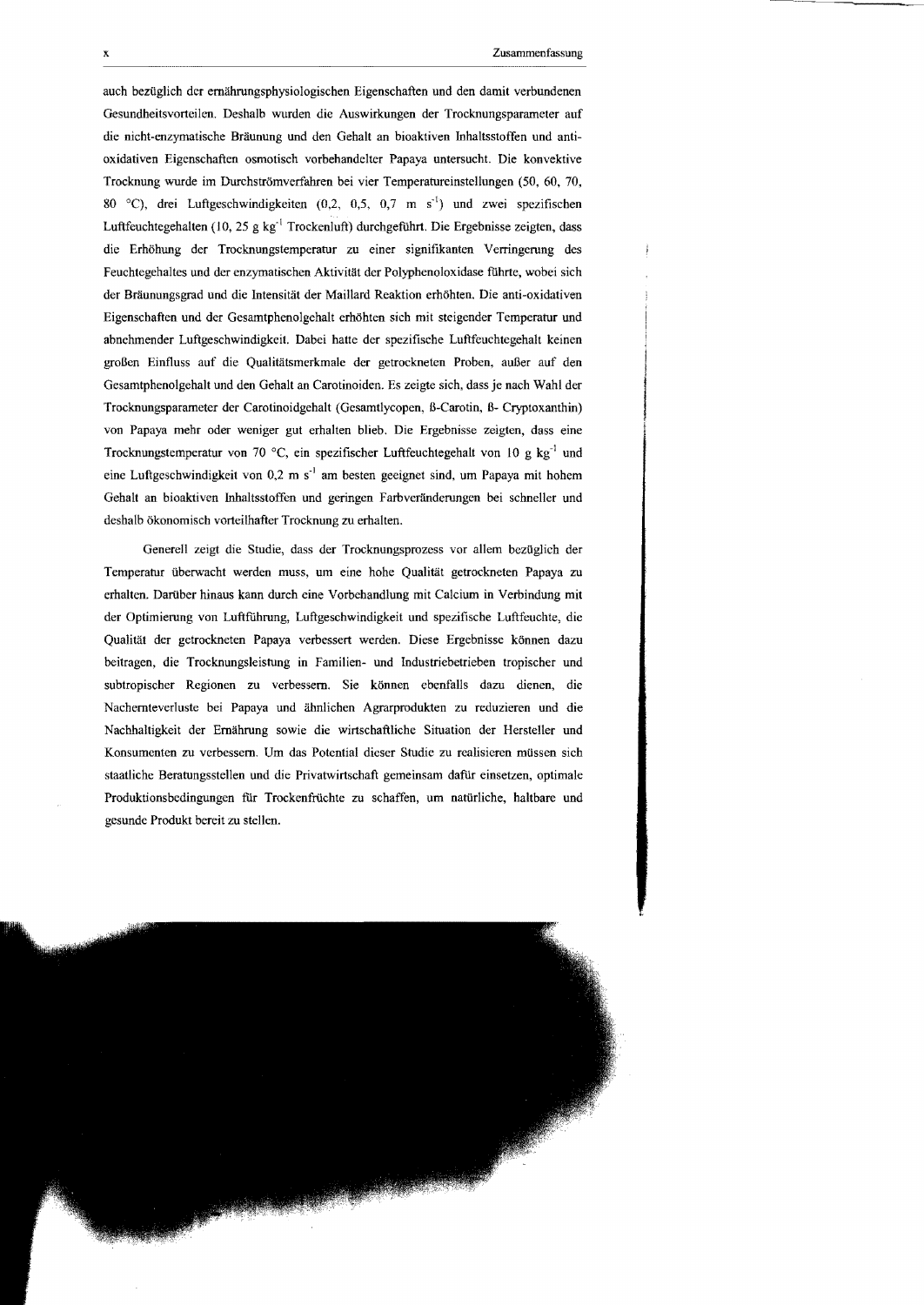auch bezüglich der ernährungsphysiologischen Eigenschaften und den damit verbundenen Gesundheitsvorteilen. Deshalb wurden die Auswirkungen der Trocknungsparameter auf die nicht-enzymatische Bräunung und den Gehalt an bioaktiven Inhaltsstoffen und anti-oxidativen Eigenschaften osmotisch vorbehandelter Papaya untersucht. Die konvektive Trocknung wurde im Durchströmverfahren bei vier Temperatureinstellungen (50, 60, 70, 80 °C), drei Luftgeschwindigkeiten (0,2, 0,5, 0,7 m $s^{-1}$) und zwei spezifischen Luftfeuchtegehalten (10, 25 g $kg^{-1}$ Trockenluft) durchgeführt. Die Ergebnisse zeigten, dass die Erhöhung der Trocknungstemperatur zu einer signifikanten Verringerung des Feuchtegehaltes und der enzymatischen Aktivität der Polyphenoloxidase führte, wobei sich der Bräunungsgrad und die Intensität der Maillard Reaktion erhöhten. Die anti-oxidativen Eigenschaften und der Gesamtphenolgehalt erhöhten sich mit steigender Temperatur und abnehmender Luftgeschwindigkeit. Dabei hatte der spezifische Luftfeuchtegehalt keinen großen Einfluss auf die Qualitätsmerkmale der getrockneten Proben, außer auf den Gesamtphenolgehalt und den Gehalt an Carotinoiden. Es zeigte sich, dass je nach Wahl der Trocknungsparameter der Carotinoidgehalt (Gesamtlycopen, ß-Carotin, ß- Cryptoxanthin) von Papaya mehr oder weniger gut erhalten blieb. Die Ergebnisse zeigten, dass eine Trocknungstemperatur von 70 °C, ein spezifischer Luftfeuchtegehalt von 10 g $kg^{-1}$ und eine Luftgeschwindigkeit von 0,2 m $s^{-1}$ am besten geeignet sind, um Papaya mit hohem Gehalt an bioaktiven Inhaltsstoffen und geringen Farbveränderungen bei schneller und deshalb ökonomisch vorteilhafter Trocknung zu erhalten.

Generell zeigt die Studie, dass der Trocknungsprozess vor allem bezüglich der Temperatur überwacht werden muss, um eine hohe Qualität getrockneten Papaya zu erhalten. Darüber hinaus kann durch eine Vorbehandlung mit Calcium in Verbindung mit der Optimierung von Luftführung, Luftgeschwindigkeit und spezifische Luftfeuchte, die Qualität der getrockneten Papaya verbessert werden. Diese Ergebnisse können dazu beitragen, die Trocknungsleistung in Familien- und Industriebetrieben tropischer und subtropischer Regionen zu verbessern. Sie können ebenfalls dazu dienen, die Nachernteverluste bei Papaya und ähnlichen Agrarprodukten zu reduzieren und die Nachhaltigkeit der Ernährung sowie die wirtschaftliche Situation der Hersteller und Konsumenten zu verbessern. Um das Potential dieser Studie zu realisieren müssen sich staatliche Beratungsstellen und die Privatwirtschaft gemeinsam dafür einsetzen, optimale Produktionsbedingungen für Trockenfrüchte zu schaffen, um natürliche, haltbare und gesunde Produkt bereit zu stellen.